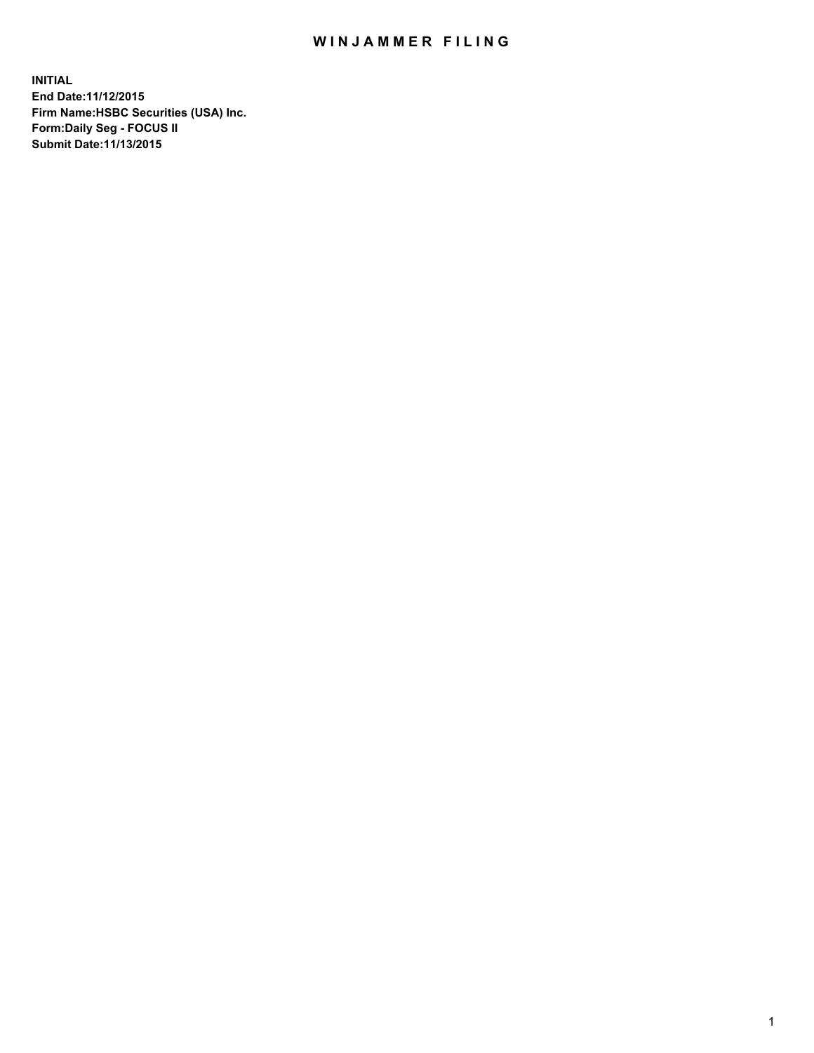# WINJAMMER FILING

**INITIAL**
**End Date:11/12/2015**
**Firm Name:HSBC Securities (USA) Inc.**
**Form:Daily Seg - FOCUS II**
**Submit Date:11/13/2015**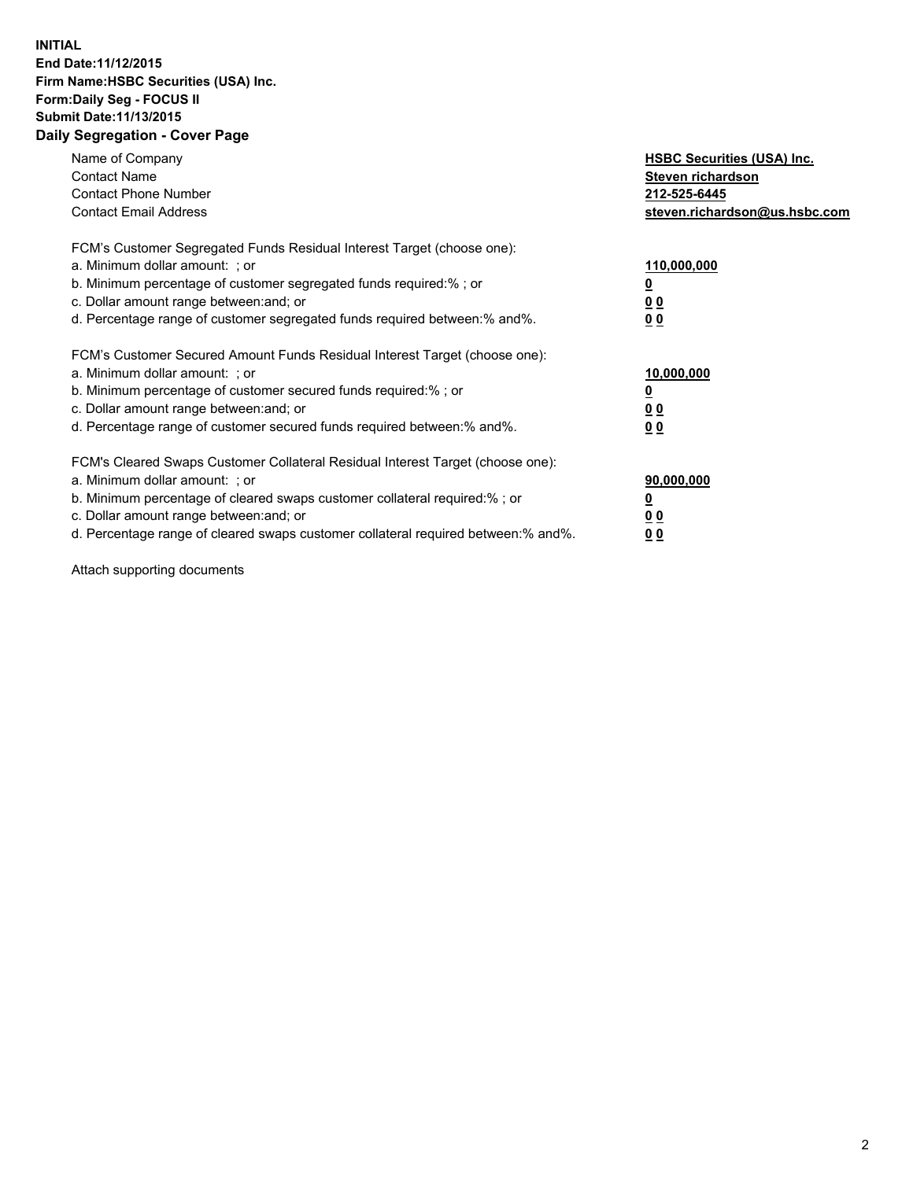**INITIAL**
**End Date:11/12/2015**
**Firm Name:HSBC Securities (USA) Inc.**
**Form:Daily Seg - FOCUS II**
**Submit Date:11/13/2015**

## Daily Segregation - Cover Page

| | |
|---|---|
| Name of Company | **HSBC Securities (USA) Inc.** |
| Contact Name | **Steven richardson** |
| Contact Phone Number | **212-525-6445** |
| Contact Email Address | **steven.richardson@us.hsbc.com** |

| | |
|---|---|
| FCM's Customer Segregated Funds Residual Interest Target (choose one): | |
| a. Minimum dollar amount: ; or | **110,000,000** |
| b. Minimum percentage of customer segregated funds required:% ; or | **0** |
| c. Dollar amount range between:and; or | **0 0** |
| d. Percentage range of customer segregated funds required between:% and%. | **0 0** |

| | |
|---|---|
| FCM's Customer Secured Amount Funds Residual Interest Target (choose one): | |
| a. Minimum dollar amount: ; or | **10,000,000** |
| b. Minimum percentage of customer secured funds required:% ; or | **0** |
| c. Dollar amount range between:and; or | **0 0** |
| d. Percentage range of customer secured funds required between:% and%. | **0 0** |

| | |
|---|---|
| FCM's Cleared Swaps Customer Collateral Residual Interest Target (choose one): | |
| a. Minimum dollar amount: ; or | **90,000,000** |
| b. Minimum percentage of cleared swaps customer collateral required:% ; or | **0** |
| c. Dollar amount range between:and; or | **0 0** |
| d. Percentage range of cleared swaps customer collateral required between:% and%. | **0 0** |

Attach supporting documents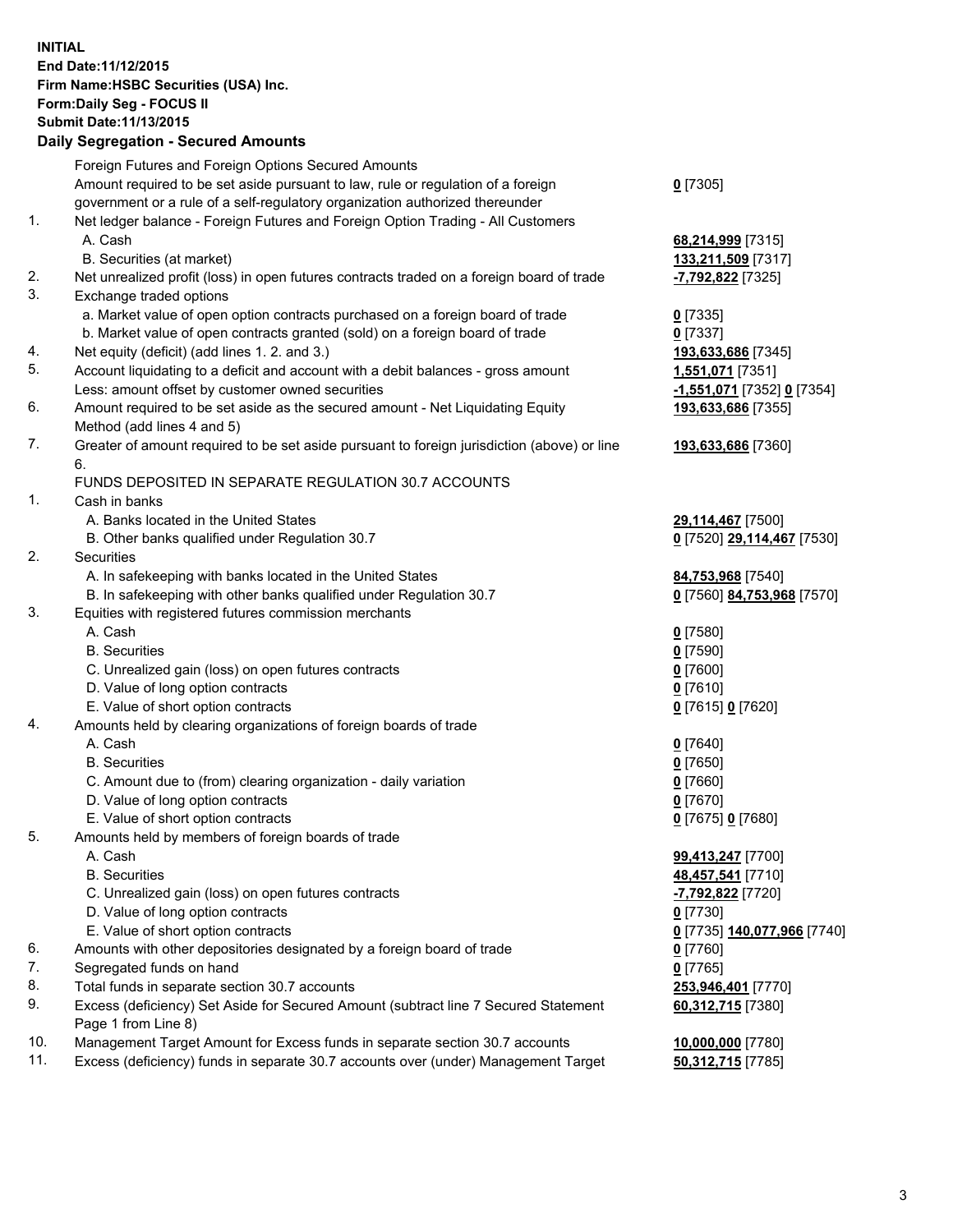**INITIAL**
**End Date:11/12/2015**
**Firm Name:HSBC Securities (USA) Inc.**
**Form:Daily Seg - FOCUS II**
**Submit Date:11/13/2015**

### Daily Segregation - Secured Amounts

| | | |
|---|---|---|
| | Foreign Futures and Foreign Options Secured Amounts | |
| | Amount required to be set aside pursuant to law, rule or regulation of a foreign government or a rule of a self-regulatory organization authorized thereunder | **0** [7305] |
| 1. | Net ledger balance - Foreign Futures and Foreign Option Trading - All Customers | |
| | A. Cash | **68,214,999** [7315] |
| | B. Securities (at market) | **133,211,509** [7317] |
| 2. | Net unrealized profit (loss) in open futures contracts traded on a foreign board of trade | **-7,792,822** [7325] |
| 3. | Exchange traded options | |
| | a. Market value of open option contracts purchased on a foreign board of trade | **0** [7335] |
| | b. Market value of open contracts granted (sold) on a foreign board of trade | **0** [7337] |
| 4. | Net equity (deficit) (add lines 1. 2. and 3.) | **193,633,686** [7345] |
| 5. | Account liquidating to a deficit and account with a debit balances - gross amount | **1,551,071** [7351] |
| | Less: amount offset by customer owned securities | **-1,551,071** [7352] **0** [7354] |
| 6. | Amount required to be set aside as the secured amount - Net Liquidating Equity Method (add lines 4 and 5) | **193,633,686** [7355] |
| 7. | Greater of amount required to be set aside pursuant to foreign jurisdiction (above) or line 6. | **193,633,686** [7360] |
| | FUNDS DEPOSITED IN SEPARATE REGULATION 30.7 ACCOUNTS | |
| 1. | Cash in banks | |
| | A. Banks located in the United States | **29,114,467** [7500] |
| | B. Other banks qualified under Regulation 30.7 | **0** [7520] **29,114,467** [7530] |
| 2. | Securities | |
| | A. In safekeeping with banks located in the United States | **84,753,968** [7540] |
| | B. In safekeeping with other banks qualified under Regulation 30.7 | **0** [7560] **84,753,968** [7570] |
| 3. | Equities with registered futures commission merchants | |
| | A. Cash | **0** [7580] |
| | B. Securities | **0** [7590] |
| | C. Unrealized gain (loss) on open futures contracts | **0** [7600] |
| | D. Value of long option contracts | **0** [7610] |
| | E. Value of short option contracts | **0** [7615] **0** [7620] |
| 4. | Amounts held by clearing organizations of foreign boards of trade | |
| | A. Cash | **0** [7640] |
| | B. Securities | **0** [7650] |
| | C. Amount due to (from) clearing organization - daily variation | **0** [7660] |
| | D. Value of long option contracts | **0** [7670] |
| | E. Value of short option contracts | **0** [7675] **0** [7680] |
| 5. | Amounts held by members of foreign boards of trade | |
| | A. Cash | **99,413,247** [7700] |
| | B. Securities | **48,457,541** [7710] |
| | C. Unrealized gain (loss) on open futures contracts | **-7,792,822** [7720] |
| | D. Value of long option contracts | **0** [7730] |
| | E. Value of short option contracts | **0** [7735] **140,077,966** [7740] |
| 6. | Amounts with other depositories designated by a foreign board of trade | **0** [7760] |
| 7. | Segregated funds on hand | **0** [7765] |
| 8. | Total funds in separate section 30.7 accounts | **253,946,401** [7770] |
| 9. | Excess (deficiency) Set Aside for Secured Amount (subtract line 7 Secured Statement Page 1 from Line 8) | **60,312,715** [7380] |
| 10. | Management Target Amount for Excess funds in separate section 30.7 accounts | **10,000,000** [7780] |
| 11. | Excess (deficiency) funds in separate 30.7 accounts over (under) Management Target | **50,312,715** [7785] |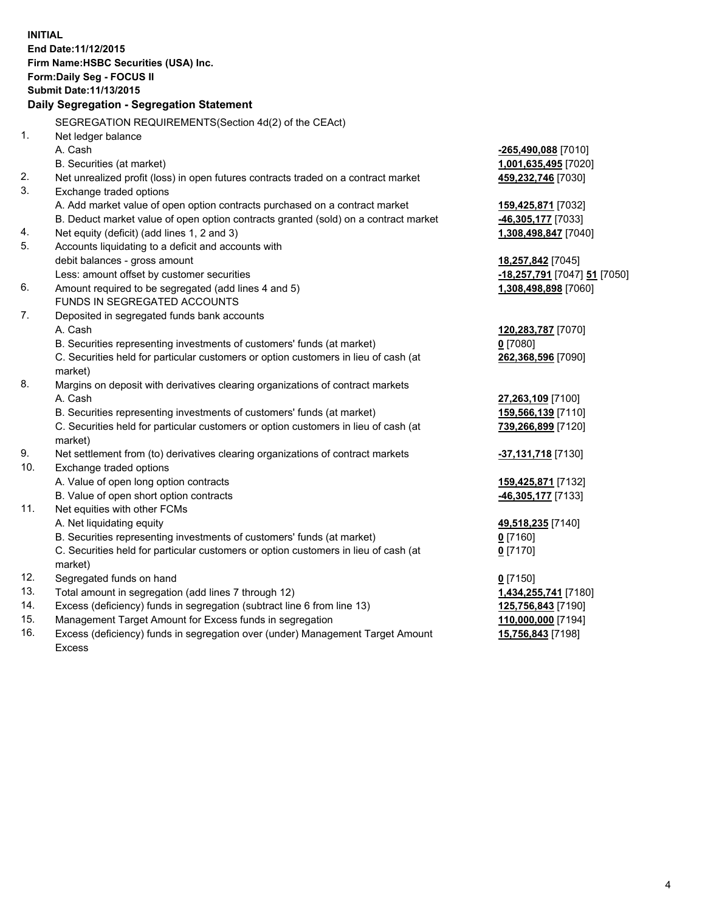**INITIAL**
**End Date:11/12/2015**
**Firm Name:HSBC Securities (USA) Inc.**
**Form:Daily Seg - FOCUS II**
**Submit Date:11/13/2015**

## Daily Segregation - Segregation Statement

SEGREGATION REQUIREMENTS(Section 4d(2) of the CEAct)

| | | |
|---|---|---|
| 1. | Net ledger balance | |
| | A. Cash | **-265,490,088** [7010] |
| | B. Securities (at market) | **1,001,635,495** [7020] |
| 2. | Net unrealized profit (loss) in open futures contracts traded on a contract market | **459,232,746** [7030] |
| 3. | Exchange traded options | |
| | A. Add market value of open option contracts purchased on a contract market | **159,425,871** [7032] |
| | B. Deduct market value of open option contracts granted (sold) on a contract market | **-46,305,177** [7033] |
| 4. | Net equity (deficit) (add lines 1, 2 and 3) | **1,308,498,847** [7040] |
| 5. | Accounts liquidating to a deficit and accounts with | |
| | debit balances - gross amount | **18,257,842** [7045] |
| | Less: amount offset by customer securities | **-18,257,791** [7047] **51** [7050] |
| 6. | Amount required to be segregated (add lines 4 and 5) | **1,308,498,898** [7060] |
| | FUNDS IN SEGREGATED ACCOUNTS | |
| 7. | Deposited in segregated funds bank accounts | |
| | A. Cash | **120,283,787** [7070] |
| | B. Securities representing investments of customers' funds (at market) | **0** [7080] |
| | C. Securities held for particular customers or option customers in lieu of cash (at market) | **262,368,596** [7090] |
| 8. | Margins on deposit with derivatives clearing organizations of contract markets | |
| | A. Cash | **27,263,109** [7100] |
| | B. Securities representing investments of customers' funds (at market) | **159,566,139** [7110] |
| | C. Securities held for particular customers or option customers in lieu of cash (at market) | **739,266,899** [7120] |
| 9. | Net settlement from (to) derivatives clearing organizations of contract markets | **-37,131,718** [7130] |
| 10. | Exchange traded options | |
| | A. Value of open long option contracts | **159,425,871** [7132] |
| | B. Value of open short option contracts | **-46,305,177** [7133] |
| 11. | Net equities with other FCMs | |
| | A. Net liquidating equity | **49,518,235** [7140] |
| | B. Securities representing investments of customers' funds (at market) | **0** [7160] |
| | C. Securities held for particular customers or option customers in lieu of cash (at market) | **0** [7170] |
| 12. | Segregated funds on hand | **0** [7150] |
| 13. | Total amount in segregation (add lines 7 through 12) | **1,434,255,741** [7180] |
| 14. | Excess (deficiency) funds in segregation (subtract line 6 from line 13) | **125,756,843** [7190] |
| 15. | Management Target Amount for Excess funds in segregation | **110,000,000** [7194] |
| 16. | Excess (deficiency) funds in segregation over (under) Management Target Amount Excess | **15,756,843** [7198] |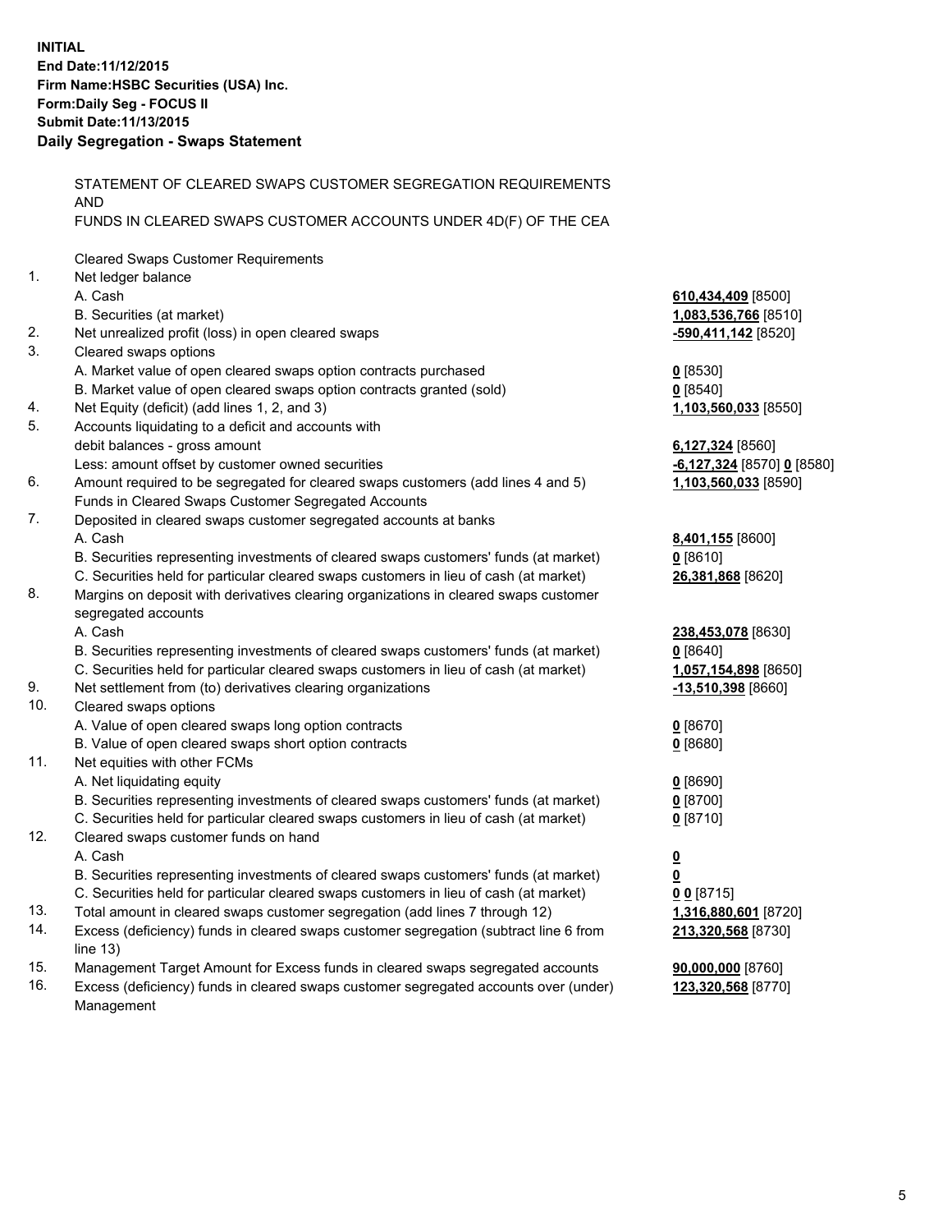**INITIAL**
**End Date:11/12/2015**
**Firm Name:HSBC Securities (USA) Inc.**
**Form:Daily Seg - FOCUS II**
**Submit Date:11/13/2015**
**Daily Segregation - Swaps Statement**

STATEMENT OF CLEARED SWAPS CUSTOMER SEGREGATION REQUIREMENTS AND FUNDS IN CLEARED SWAPS CUSTOMER ACCOUNTS UNDER 4D(F) OF THE CEA

| | | |
|---|---|---|
| | Cleared Swaps Customer Requirements | |
| 1. | Net ledger balance | |
| | A. Cash | **610,434,409** [8500] |
| | B. Securities (at market) | **1,083,536,766** [8510] |
| 2. | Net unrealized profit (loss) in open cleared swaps | **-590,411,142** [8520] |
| 3. | Cleared swaps options | |
| | A. Market value of open cleared swaps option contracts purchased | **0** [8530] |
| | B. Market value of open cleared swaps option contracts granted (sold) | **0** [8540] |
| 4. | Net Equity (deficit) (add lines 1, 2, and 3) | **1,103,560,033** [8550] |
| 5. | Accounts liquidating to a deficit and accounts with debit balances - gross amount | **6,127,324** [8560] |
| | Less: amount offset by customer owned securities | **-6,127,324** [8570] **0** [8580] |
| 6. | Amount required to be segregated for cleared swaps customers (add lines 4 and 5) | **1,103,560,033** [8590] |
| | Funds in Cleared Swaps Customer Segregated Accounts | |
| 7. | Deposited in cleared swaps customer segregated accounts at banks | |
| | A. Cash | **8,401,155** [8600] |
| | B. Securities representing investments of cleared swaps customers' funds (at market) | **0** [8610] |
| | C. Securities held for particular cleared swaps customers in lieu of cash (at market) | **26,381,868** [8620] |
| 8. | Margins on deposit with derivatives clearing organizations in cleared swaps customer segregated accounts | |
| | A. Cash | **238,453,078** [8630] |
| | B. Securities representing investments of cleared swaps customers' funds (at market) | **0** [8640] |
| | C. Securities held for particular cleared swaps customers in lieu of cash (at market) | **1,057,154,898** [8650] |
| 9. | Net settlement from (to) derivatives clearing organizations | **-13,510,398** [8660] |
| 10. | Cleared swaps options | |
| | A. Value of open cleared swaps long option contracts | **0** [8670] |
| | B. Value of open cleared swaps short option contracts | **0** [8680] |
| 11. | Net equities with other FCMs | |
| | A. Net liquidating equity | **0** [8690] |
| | B. Securities representing investments of cleared swaps customers' funds (at market) | **0** [8700] |
| | C. Securities held for particular cleared swaps customers in lieu of cash (at market) | **0** [8710] |
| 12. | Cleared swaps customer funds on hand | |
| | A. Cash | **0** |
| | B. Securities representing investments of cleared swaps customers' funds (at market) | **0** |
| | C. Securities held for particular cleared swaps customers in lieu of cash (at market) | **0** **0** [8715] |
| 13. | Total amount in cleared swaps customer segregation (add lines 7 through 12) | **1,316,880,601** [8720] |
| 14. | Excess (deficiency) funds in cleared swaps customer segregation (subtract line 6 from line 13) | **213,320,568** [8730] |
| 15. | Management Target Amount for Excess funds in cleared swaps segregated accounts | **90,000,000** [8760] |
| 16. | Excess (deficiency) funds in cleared swaps customer segregated accounts over (under) Management | **123,320,568** [8770] |